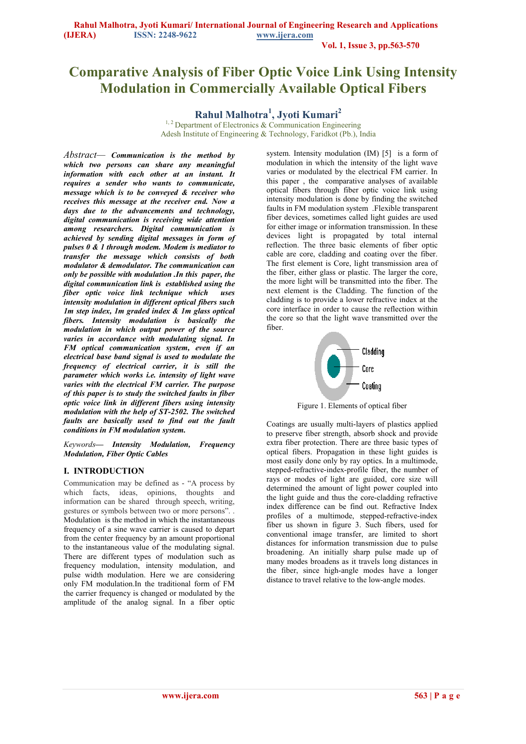# Comparative Analysis of Fiber Optic Voice Link Using Intensity Modulation in Commercially Available Optical Fibers

**Rahul Malhotra[1], Jyoti Kumari[2]**

[1, 2] Department of Electronics & Communication Engineering
Adesh Institute of Engineering & Technology, Faridkot (Pb.), India

*Abstract*— ***Communication is the method by which two persons can share any meaningful information with each other at an instant. It requires a sender who wants to communicate, message which is to be conveyed & receiver who receives this message at the receiver end. Now a days due to the advancements and technology, digital communication is receiving wide attention among researchers. Digital communication is achieved by sending digital messages in form of pulses 0 & 1 through modem. Modem is mediator to transfer the message which consists of both modulator & demodulator. The communication can only be possible with modulation .In this paper, the digital communication link is established using the fiber optic voice link technique which uses intensity modulation in different optical fibers such 1m step index, 1m graded index & 1m glass optical fibers. Intensity modulation is basically the modulation in which output power of the source varies in accordance with modulating signal. In FM optical communication system, even if an electrical base band signal is used to modulate the frequency of electrical carrier, it is still the parameter which works i.e. intensity of light wave varies with the electrical FM carrier. The purpose of this paper is to study the switched faults in fiber optic voice link in different fibers using intensity modulation with the help of ST-2502. The switched faults are basically used to find out the fault conditions in FM modulation system.***

*Keywords*— ***Intensity Modulation, Frequency Modulation, Fiber Optic Cables***

## I. INTRODUCTION

Communication may be defined as - "A process by which facts, ideas, opinions, thoughts and information can be shared through speech, writing, gestures or symbols between two or more persons". . Modulation is the method in which the instantaneous frequency of a sine wave carrier is caused to depart from the center frequency by an amount proportional to the instantaneous value of the modulating signal. There are different types of modulation such as frequency modulation, intensity modulation, and pulse width modulation. Here we are considering only FM modulation.In the traditional form of FM the carrier frequency is changed or modulated by the amplitude of the analog signal. In a fiber optic system. Intensity modulation (IM) [5] is a form of modulation in which the intensity of the light wave varies or modulated by the electrical FM carrier. In this paper , the comparative analyses of available optical fibers through fiber optic voice link using intensity modulation is done by finding the switched faults in FM modulation system .Flexible transparent fiber devices, sometimes called light guides are used for either image or information transmission. In these devices light is propagated by total internal reflection. The three basic elements of fiber optic cable are core, cladding and coating over the fiber. The first element is Core, light transmission area of the fiber, either glass or plastic. The larger the core, the more light will be transmitted into the fiber. The next element is the Cladding. The function of the cladding is to provide a lower refractive index at the core interface in order to cause the reflection within the core so that the light wave transmitted over the fiber.

Figure 1. Elements of optical fiber

Coatings are usually multi-layers of plastics applied to preserve fiber strength, absorb shock and provide extra fiber protection. There are three basic types of optical fibers. Propagation in these light guides is most easily done only by ray optics. In a multimode, stepped-refractive-index-profile fiber, the number of rays or modes of light are guided, core size will determined the amount of light power coupled into the light guide and thus the core-cladding refractive index difference can be find out. Refractive Index profiles of a multimode, stepped-refractive-index fiber us shown in figure 3. Such fibers, used for conventional image transfer, are limited to short distances for information transmission due to pulse broadening. An initially sharp pulse made up of many modes broadens as it travels long distances in the fiber, since high-angle modes have a longer distance to travel relative to the low-angle modes.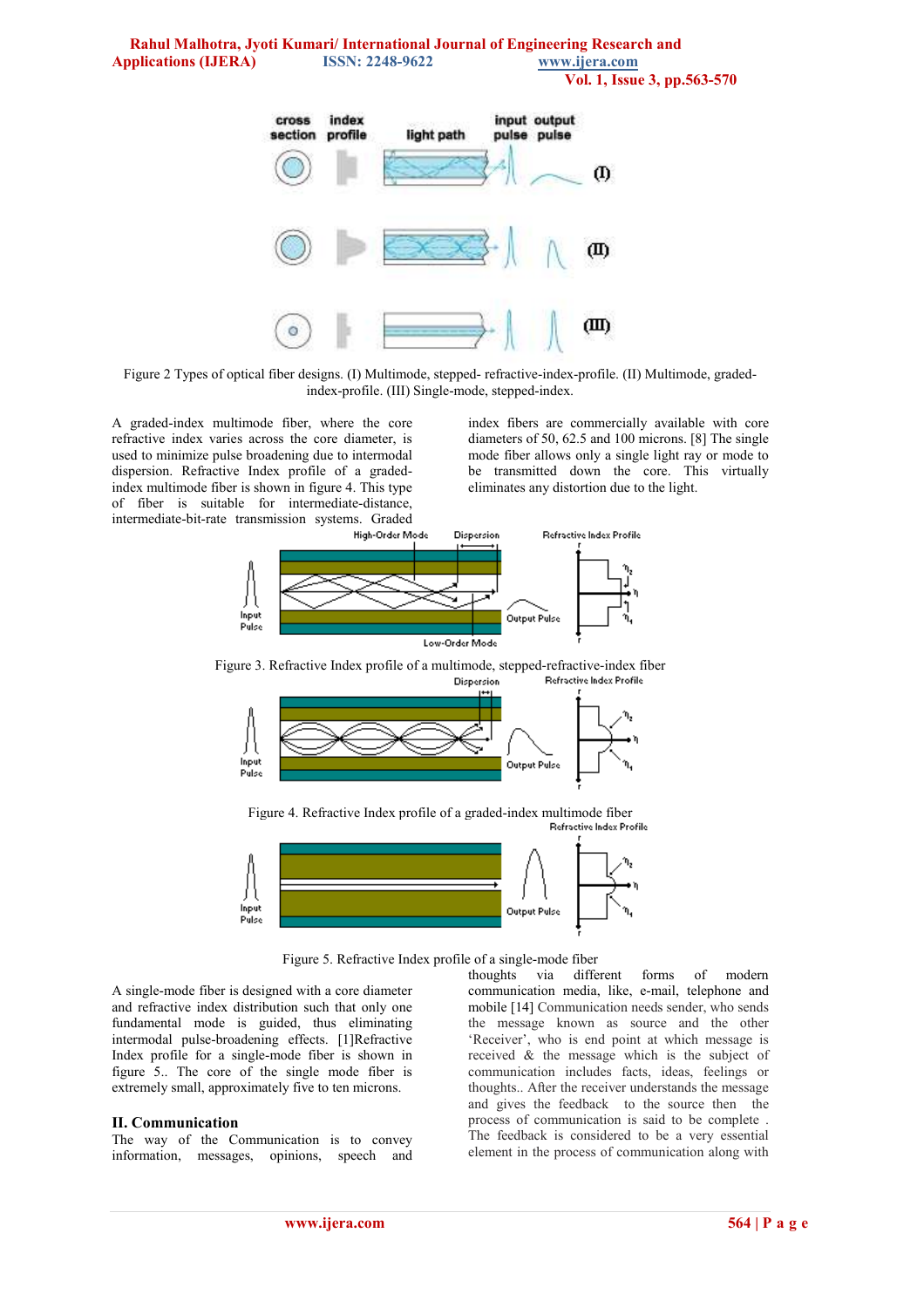Figure 2 Types of optical fiber designs. (I) Multimode, stepped- refractive-index-profile. (II) Multimode, graded-index-profile. (III) Single-mode, stepped-index.

A graded-index multimode fiber, where the core refractive index varies across the core diameter, is used to minimize pulse broadening due to intermodal dispersion. Refractive Index profile of a graded-index multimode fiber is shown in figure 4. This type of fiber is suitable for intermediate-distance, intermediate-bit-rate transmission systems. Graded index fibers are commercially available with core diameters of 50, 62.5 and 100 microns. [8] The single mode fiber allows only a single light ray or mode to be transmitted down the core. This virtually eliminates any distortion due to the light.

Figure 3. Refractive Index profile of a multimode, stepped-refractive-index fiber

Figure 4. Refractive Index profile of a graded-index multimode fiber

Figure 5. Refractive Index profile of a single-mode fiber

A single-mode fiber is designed with a core diameter and refractive index distribution such that only one fundamental mode is guided, thus eliminating intermodal pulse-broadening effects. [1]Refractive Index profile for a single-mode fiber is shown in figure 5.. The core of the single mode fiber is extremely small, approximately five to ten microns.

## II. Communication

The way of the Communication is to convey information, messages, opinions, speech and thoughts via different forms of modern communication media, like, e-mail, telephone and mobile [14] Communication needs sender, who sends the message known as source and the other 'Receiver', who is end point at which message is received & the message which is the subject of communication includes facts, ideas, feelings or thoughts.. After the receiver understands the message and gives the feedback to the source then the process of communication is said to be complete . The feedback is considered to be a very essential element in the process of communication along with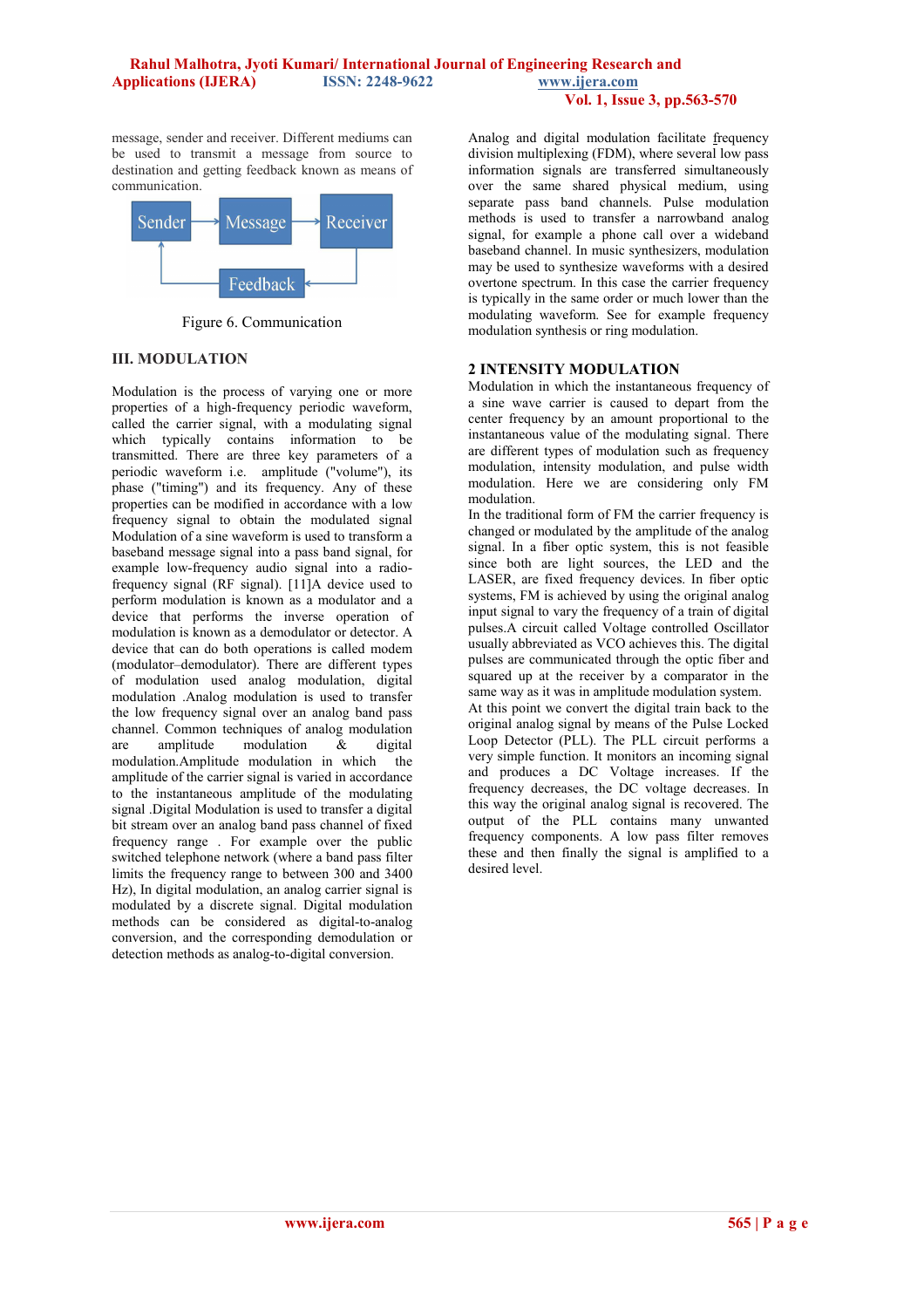message, sender and receiver. Different mediums can be used to transmit a message from source to destination and getting feedback known as means of communication.

Figure 6. Communication

## III. MODULATION

Modulation is the process of varying one or more properties of a high-frequency periodic waveform, called the carrier signal, with a modulating signal which typically contains information to be transmitted. There are three key parameters of a periodic waveform i.e. amplitude ("volume"), its phase ("timing") and its frequency. Any of these properties can be modified in accordance with a low frequency signal to obtain the modulated signal Modulation of a sine waveform is used to transform a baseband message signal into a pass band signal, for example low-frequency audio signal into a radio-frequency signal (RF signal). [11]A device used to perform modulation is known as a modulator and a device that performs the inverse operation of modulation is known as a demodulator or detector. A device that can do both operations is called modem (modulator–demodulator). There are different types of modulation used analog modulation, digital modulation .Analog modulation is used to transfer the low frequency signal over an analog band pass channel. Common techniques of analog modulation are amplitude modulation & digital modulation.Amplitude modulation in which the amplitude of the carrier signal is varied in accordance to the instantaneous amplitude of the modulating signal .Digital Modulation is used to transfer a digital bit stream over an analog band pass channel of fixed frequency range . For example over the public switched telephone network (where a band pass filter limits the frequency range to between 300 and 3400 Hz), In digital modulation, an analog carrier signal is modulated by a discrete signal. Digital modulation methods can be considered as digital-to-analog conversion, and the corresponding demodulation or detection methods as analog-to-digital conversion.

Analog and digital modulation facilitate frequency division multiplexing (FDM), where several low pass information signals are transferred simultaneously over the same shared physical medium, using separate pass band channels. Pulse modulation methods is used to transfer a narrowband analog signal, for example a phone call over a wideband baseband channel. In music synthesizers, modulation may be used to synthesize waveforms with a desired overtone spectrum. In this case the carrier frequency is typically in the same order or much lower than the modulating waveform. See for example frequency modulation synthesis or ring modulation.

## 2 INTENSITY MODULATION

Modulation in which the instantaneous frequency of a sine wave carrier is caused to depart from the center frequency by an amount proportional to the instantaneous value of the modulating signal. There are different types of modulation such as frequency modulation, intensity modulation, and pulse width modulation. Here we are considering only FM modulation.

In the traditional form of FM the carrier frequency is changed or modulated by the amplitude of the analog signal. In a fiber optic system, this is not feasible since both are light sources, the LED and the LASER, are fixed frequency devices. In fiber optic systems, FM is achieved by using the original analog input signal to vary the frequency of a train of digital pulses.A circuit called Voltage controlled Oscillator usually abbreviated as VCO achieves this. The digital pulses are communicated through the optic fiber and squared up at the receiver by a comparator in the same way as it was in amplitude modulation system. At this point we convert the digital train back to the original analog signal by means of the Pulse Locked Loop Detector (PLL). The PLL circuit performs a very simple function. It monitors an incoming signal and produces a DC Voltage increases. If the frequency decreases, the DC voltage decreases. In this way the original analog signal is recovered. The output of the PLL contains many unwanted frequency components. A low pass filter removes these and then finally the signal is amplified to a desired level.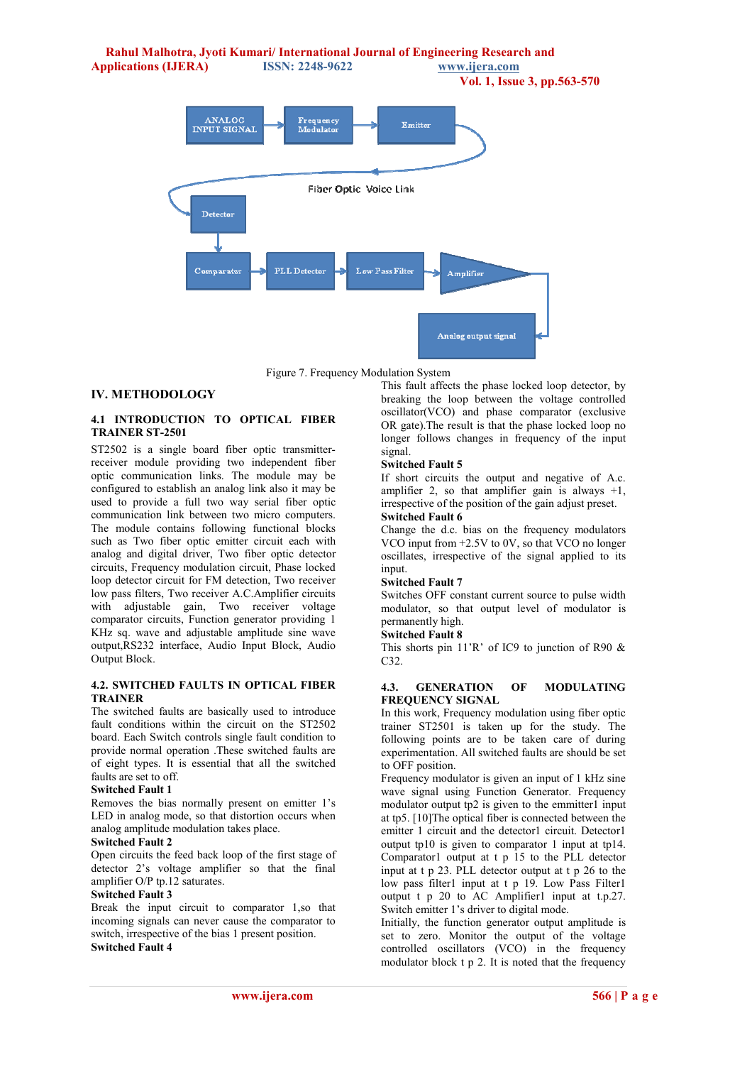Figure 7. Frequency Modulation System

## IV. METHODOLOGY

### 4.1 INTRODUCTION TO OPTICAL FIBER TRAINER ST-2501

ST2502 is a single board fiber optic transmitter-receiver module providing two independent fiber optic communication links. The module may be configured to establish an analog link also it may be used to provide a full two way serial fiber optic communication link between two micro computers. The module contains following functional blocks such as Two fiber optic emitter circuit each with analog and digital driver, Two fiber optic detector circuits, Frequency modulation circuit, Phase locked loop detector circuit for FM detection, Two receiver low pass filters, Two receiver A.C.Amplifier circuits with adjustable gain, Two receiver voltage comparator circuits, Function generator providing 1 KHz sq. wave and adjustable amplitude sine wave output,RS232 interface, Audio Input Block, Audio Output Block.

### 4.2. SWITCHED FAULTS IN OPTICAL FIBER TRAINER

The switched faults are basically used to introduce fault conditions within the circuit on the ST2502 board. Each Switch controls single fault condition to provide normal operation .These switched faults are of eight types. It is essential that all the switched faults are set to off.

**Switched Fault 1**

Removes the bias normally present on emitter 1's LED in analog mode, so that distortion occurs when analog amplitude modulation takes place.

**Switched Fault 2**

Open circuits the feed back loop of the first stage of detector 2's voltage amplifier so that the final amplifier O/P tp.12 saturates.

**Switched Fault 3**

Break the input circuit to comparator 1,so that incoming signals can never cause the comparator to switch, irrespective of the bias 1 present position.

**Switched Fault 4**

This fault affects the phase locked loop detector, by breaking the loop between the voltage controlled oscillator(VCO) and phase comparator (exclusive OR gate).The result is that the phase locked loop no longer follows changes in frequency of the input signal.

**Switched Fault 5**

If short circuits the output and negative of A.c. amplifier 2, so that amplifier gain is always +1, irrespective of the position of the gain adjust preset.

**Switched Fault 6**

Change the d.c. bias on the frequency modulators VCO input from +2.5V to 0V, so that VCO no longer oscillates, irrespective of the signal applied to its input.

**Switched Fault 7**

Switches OFF constant current source to pulse width modulator, so that output level of modulator is permanently high.

**Switched Fault 8**

This shorts pin 11'R' of IC9 to junction of R90 & C32.

### 4.3. GENERATION OF MODULATING FREQUENCY SIGNAL

In this work, Frequency modulation using fiber optic trainer ST2501 is taken up for the study. The following points are to be taken care of during experimentation. All switched faults are should be set to OFF position.

Frequency modulator is given an input of 1 kHz sine wave signal using Function Generator. Frequency modulator output tp2 is given to the emmitter1 input at tp5. [10]The optical fiber is connected between the emitter 1 circuit and the detector1 circuit. Detector1 output tp10 is given to comparator 1 input at tp14. Comparator1 output at t p 15 to the PLL detector input at t p 23. PLL detector output at t p 26 to the low pass filter1 input at t p 19. Low Pass Filter1 output t p 20 to AC Amplifier1 input at t.p.27. Switch emitter 1's driver to digital mode.

Initially, the function generator output amplitude is set to zero. Monitor the output of the voltage controlled oscillators (VCO) in the frequency modulator block t p 2. It is noted that the frequency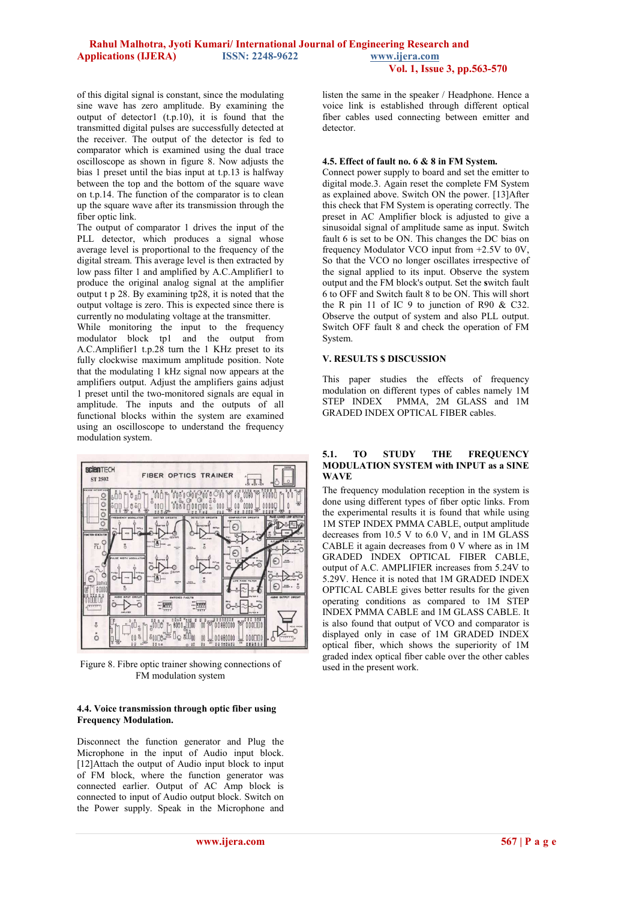of this digital signal is constant, since the modulating sine wave has zero amplitude. By examining the output of detector1 (t.p.10), it is found that the transmitted digital pulses are successfully detected at the receiver. The output of the detector is fed to comparator which is examined using the dual trace oscilloscope as shown in figure 8. Now adjusts the bias 1 preset until the bias input at t.p.13 is halfway between the top and the bottom of the square wave on t.p.14. The function of the comparator is to clean up the square wave after its transmission through the fiber optic link.

The output of comparator 1 drives the input of the PLL detector, which produces a signal whose average level is proportional to the frequency of the digital stream. This average level is then extracted by low pass filter 1 and amplified by A.C.Amplifier1 to produce the original analog signal at the amplifier output t p 28. By examining tp28, it is noted that the output voltage is zero. This is expected since there is currently no modulating voltage at the transmitter.

While monitoring the input to the frequency modulator block tp1 and the output from A.C.Amplifier1 t.p.28 turn the 1 KHz preset to its fully clockwise maximum amplitude position. Note that the modulating 1 kHz signal now appears at the amplifiers output. Adjust the amplifiers gains adjust 1 preset until the two-monitored signals are equal in amplitude. The inputs and the outputs of all functional blocks within the system are examined using an oscilloscope to understand the frequency modulation system.

Figure 8. Fibre optic trainer showing connections of FM modulation system

**4.4. Voice transmission through optic fiber using Frequency Modulation.**

Disconnect the function generator and Plug the Microphone in the input of Audio input block. [12]Attach the output of Audio input block to input of FM block, where the function generator was connected earlier. Output of AC Amp block is connected to input of Audio output block. Switch on the Power supply. Speak in the Microphone and listen the same in the speaker / Headphone. Hence a voice link is established through different optical fiber cables used connecting between emitter and detector.

**4.5. Effect of fault no. 6 & 8 in FM System.**

Connect power supply to board and set the emitter to digital mode.3. Again reset the complete FM System as explained above. Switch ON the power. [13]After this check that FM System is operating correctly. The preset in AC Amplifier block is adjusted to give a sinusoidal signal of amplitude same as input. Switch fault 6 is set to be ON. This changes the DC bias on frequency Modulator VCO input from +2.5V to 0V, So that the VCO no longer oscillates irrespective of the signal applied to its input. Observe the system output and the FM block's output. Set the switch fault 6 to OFF and Switch fault 8 to be ON. This will short the R pin 11 of IC 9 to junction of R90 & C32. Observe the output of system and also PLL output. Switch OFF fault 8 and check the operation of FM System.

## V. RESULTS $ DISCUSSION

This paper studies the effects of frequency modulation on different types of cables namely 1M STEP INDEX PMMA, 2M GLASS and 1M GRADED INDEX OPTICAL FIBER cables.

### 5.1. TO STUDY THE FREQUENCY MODULATION SYSTEM with INPUT as a SINE WAVE

The frequency modulation reception in the system is done using different types of fiber optic links. From the experimental results it is found that while using 1M STEP INDEX PMMA CABLE, output amplitude decreases from 10.5 V to 6.0 V, and in 1M GLASS CABLE it again decreases from 0 V where as in 1M GRADED INDEX OPTICAL FIBER CABLE, output of A.C. AMPLIFIER increases from 5.24V to 5.29V. Hence it is noted that 1M GRADED INDEX OPTICAL CABLE gives better results for the given operating conditions as compared to 1M STEP INDEX PMMA CABLE and 1M GLASS CABLE. It is also found that output of VCO and comparator is displayed only in case of 1M GRADED INDEX optical fiber, which shows the superiority of 1M graded index optical fiber cable over the other cables used in the present work.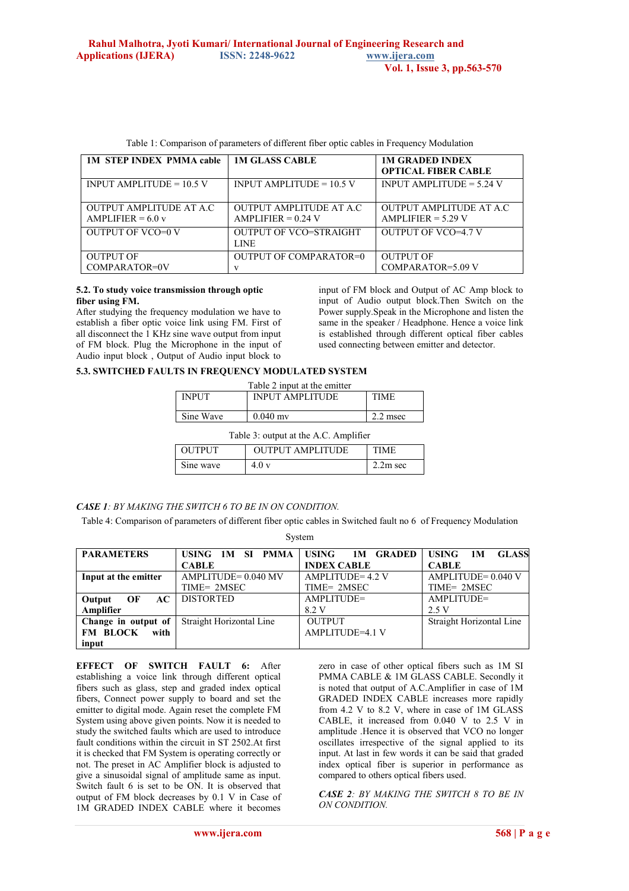Table 1: Comparison of parameters of different fiber optic cables in Frequency Modulation

| 1M STEP INDEX PMMA cable | 1M GLASS CABLE | 1M GRADED INDEX OPTICAL FIBER CABLE |
|---|---|---|
| INPUT AMPLITUDE = 10.5 V | INPUT AMPLITUDE = 10.5 V | INPUT AMPLITUDE = 5.24 V |
| OUTPUT AMPLITUDE AT A.C AMPLIFIER = 6.0 v | OUTPUT AMPLITUDE AT A.C AMPLIFIER = 0.24 V | OUTPUT AMPLITUDE AT A.C AMPLIFIER = 5.29 V |
| OUTPUT OF VCO=0 V | OUTPUT OF VCO=STRAIGHT LINE | OUTPUT OF VCO=4.7 V |
| OUTPUT OF COMPARATOR=0V | OUTPUT OF COMPARATOR=0 v | OUTPUT OF COMPARATOR=5.09 V |

**5.2. To study voice transmission through optic fiber using FM.**

After studying the frequency modulation we have to establish a fiber optic voice link using FM. First of all disconnect the 1 KHz sine wave output from input of FM block. Plug the Microphone in the input of Audio input block , Output of Audio input block to input of FM block and Output of AC Amp block to input of Audio output block.Then Switch on the Power supply.Speak in the Microphone and listen the same in the speaker / Headphone. Hence a voice link is established through different optical fiber cables used connecting between emitter and detector.

**5.3. SWITCHED FAULTS IN FREQUENCY MODULATED SYSTEM**

Table 2 input at the emitter

| INPUT | INPUT AMPLITUDE | TIME |
|---|---|---|
| Sine Wave | 0.040 mv | 2.2 msec |

Table 3: output at the A.C. Amplifier

| OUTPUT | OUTPUT AMPLITUDE | TIME |
|---|---|---|
| Sine wave | 4.0 v | 2.2m sec |

*CASE 1: BY MAKING THE SWITCH 6 TO BE IN ON CONDITION.*

Table 4: Comparison of parameters of different fiber optic cables in Switched fault no 6 of Frequency Modulation System

| PARAMETERS | USING 1M SI PMMA CABLE | USING 1M GRADED INDEX CABLE | USING 1M GLASS CABLE |
|---|---|---|---|
| **Input at the emitter** | AMPLITUDE= 0.040 MV TIME= 2MSEC | AMPLITUDE= 4.2 V TIME= 2MSEC | AMPLITUDE= 0.040 V TIME= 2MSEC |
| **Output OF AC Amplifier** | DISTORTED | AMPLITUDE= 8.2 V | AMPLITUDE= 2.5 V |
| **Change in output of FM BLOCK with input** | Straight Horizontal Line | OUTPUT AMPLITUDE=4.1 V | Straight Horizontal Line |

**EFFECT OF SWITCH FAULT 6:** After establishing a voice link through different optical fibers such as glass, step and graded index optical fibers, Connect power supply to board and set the emitter to digital mode. Again reset the complete FM System using above given points. Now it is needed to study the switched faults which are used to introduce fault conditions within the circuit in ST 2502.At first it is checked that FM System is operating correctly or not. The preset in AC Amplifier block is adjusted to give a sinusoidal signal of amplitude same as input. Switch fault 6 is set to be ON. It is observed that output of FM block decreases by 0.1 V in Case of 1M GRADED INDEX CABLE where it becomes zero in case of other optical fibers such as 1M SI PMMA CABLE & 1M GLASS CABLE. Secondly it is noted that output of A.C.Amplifier in case of 1M GRADED INDEX CABLE increases more rapidly from 4.2 V to 8.2 V, where in case of 1M GLASS CABLE, it increased from 0.040 V to 2.5 V in amplitude .Hence it is observed that VCO no longer oscillates irrespective of the signal applied to its input. At last in few words it can be said that graded index optical fiber is superior in performance as compared to others optical fibers used.

*CASE 2: BY MAKING THE SWITCH 8 TO BE IN ON CONDITION.*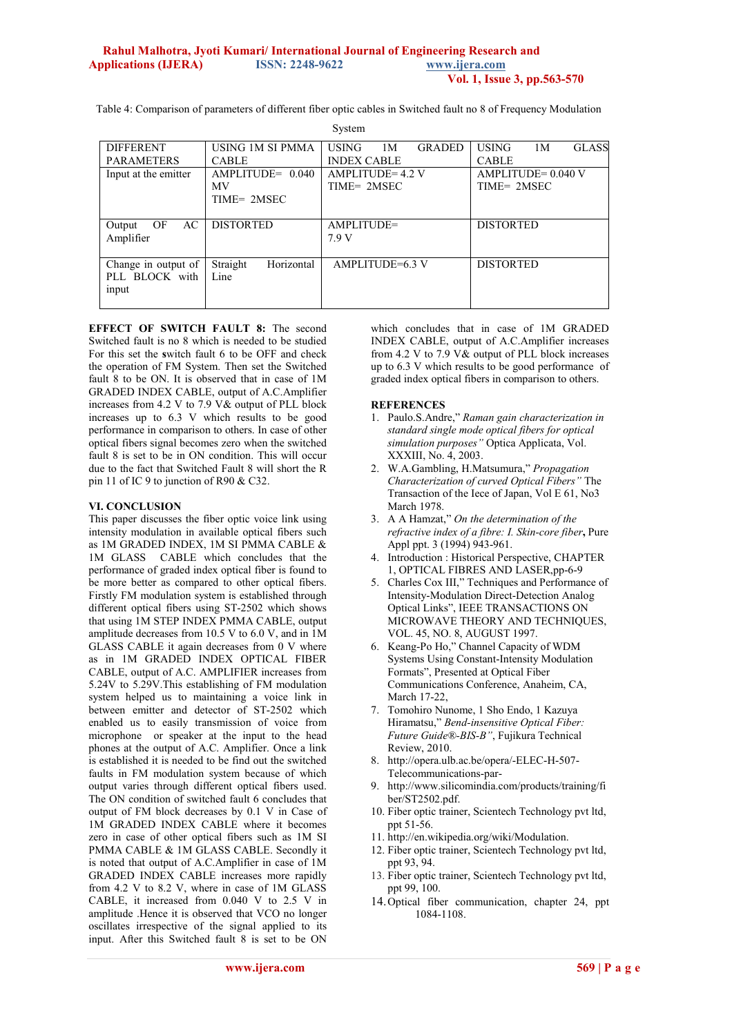Table 4: Comparison of parameters of different fiber optic cables in Switched fault no 8 of Frequency Modulation System

| DIFFERENT PARAMETERS | USING 1M SI PMMA CABLE | USING 1M GRADED INDEX CABLE | USING 1M GLASS CABLE |
|---|---|---|---|
| Input at the emitter | AMPLITUDE= 0.040 MV TIME= 2MSEC | AMPLITUDE= 4.2 V TIME= 2MSEC | AMPLITUDE= 0.040 V TIME= 2MSEC |
| Output OF AC Amplifier | DISTORTED | AMPLITUDE= 7.9 V | DISTORTED |
| Change in output of PLL BLOCK with input | Straight Horizontal Line | AMPLITUDE=6.3 V | DISTORTED |

**EFFECT OF SWITCH FAULT 8:** The second Switched fault is no 8 which is needed to be studied For this set the **s**witch fault 6 to be OFF and check the operation of FM System. Then set the Switched fault 8 to be ON. It is observed that in case of 1M GRADED INDEX CABLE, output of A.C.Amplifier increases from 4.2 V to 7.9 V& output of PLL block increases up to 6.3 V which results to be good performance in comparison to others. In case of other optical fibers signal becomes zero when the switched fault 8 is set to be in ON condition. This will occur due to the fact that Switched Fault 8 will short the R pin 11 of IC 9 to junction of R90 & C32.

## VI. CONCLUSION

This paper discusses the fiber optic voice link using intensity modulation in available optical fibers such as 1M GRADED INDEX, 1M SI PMMA CABLE & 1M GLASS CABLE which concludes that the performance of graded index optical fiber is found to be more better as compared to other optical fibers. Firstly FM modulation system is established through different optical fibers using ST-2502 which shows that using 1M STEP INDEX PMMA CABLE, output amplitude decreases from 10.5 V to 6.0 V, and in 1M GLASS CABLE it again decreases from 0 V where as in 1M GRADED INDEX OPTICAL FIBER CABLE, output of A.C. AMPLIFIER increases from 5.24V to 5.29V.This establishing of FM modulation system helped us to maintaining a voice link in between emitter and detector of ST-2502 which enabled us to easily transmission of voice from microphone or speaker at the input to the head phones at the output of A.C. Amplifier. Once a link is established it is needed to be find out the switched faults in FM modulation system because of which output varies through different optical fibers used. The ON condition of switched fault 6 concludes that output of FM block decreases by 0.1 V in Case of 1M GRADED INDEX CABLE where it becomes zero in case of other optical fibers such as 1M SI PMMA CABLE & 1M GLASS CABLE. Secondly it is noted that output of A.C.Amplifier in case of 1M GRADED INDEX CABLE increases more rapidly from 4.2 V to 8.2 V, where in case of 1M GLASS CABLE, it increased from 0.040 V to 2.5 V in amplitude .Hence it is observed that VCO no longer oscillates irrespective of the signal applied to its input. After this Switched fault 8 is set to be ON which concludes that in case of 1M GRADED INDEX CABLE, output of A.C.Amplifier increases from 4.2 V to 7.9 V& output of PLL block increases up to 6.3 V which results to be good performance of graded index optical fibers in comparison to others.

## REFERENCES

1. Paulo.S.Andre," *Raman gain characterization in standard single mode optical fibers for optical simulation purposes"* Optica Applicata, Vol. XXXIII, No. 4, 2003.
2. W.A.Gambling, H.Matsumura," *Propagation Characterization of curved Optical Fibers"* The Transaction of the Iece of Japan, Vol E 61, No3 March 1978.
3. A A Hamzat," *On the determination of the refractive index of a fibre: I. Skin-core fiber***,** Pure Appl ppt. 3 (1994) 943-961.
4. Introduction : Historical Perspective, CHAPTER 1, OPTICAL FIBRES AND LASER,pp-6-9
5. Charles Cox III," Techniques and Performance of Intensity-Modulation Direct-Detection Analog Optical Links", IEEE TRANSACTIONS ON MICROWAVE THEORY AND TECHNIQUES, VOL. 45, NO. 8, AUGUST 1997.
6. Keang-Po Ho," Channel Capacity of WDM Systems Using Constant-Intensity Modulation Formats", Presented at Optical Fiber Communications Conference, Anaheim, CA, March 17-22,
7. Tomohiro Nunome, 1 Sho Endo, 1 Kazuya Hiramatsu," *Bend-insensitive Optical Fiber: Future Guide®-BIS-B"*, Fujikura Technical Review, 2010.
8. http://opera.ulb.ac.be/opera/-ELEC-H-507-Telecommunications-par-
9. http://www.silicomindia.com/products/training/fiber/ST2502.pdf.
10. Fiber optic trainer, Scientech Technology pvt ltd, ppt 51-56.
11. http://en.wikipedia.org/wiki/Modulation.
12. Fiber optic trainer, Scientech Technology pvt ltd, ppt 93, 94.
13. Fiber optic trainer, Scientech Technology pvt ltd, ppt 99, 100.
14. Optical fiber communication, chapter 24, ppt 1084-1108.